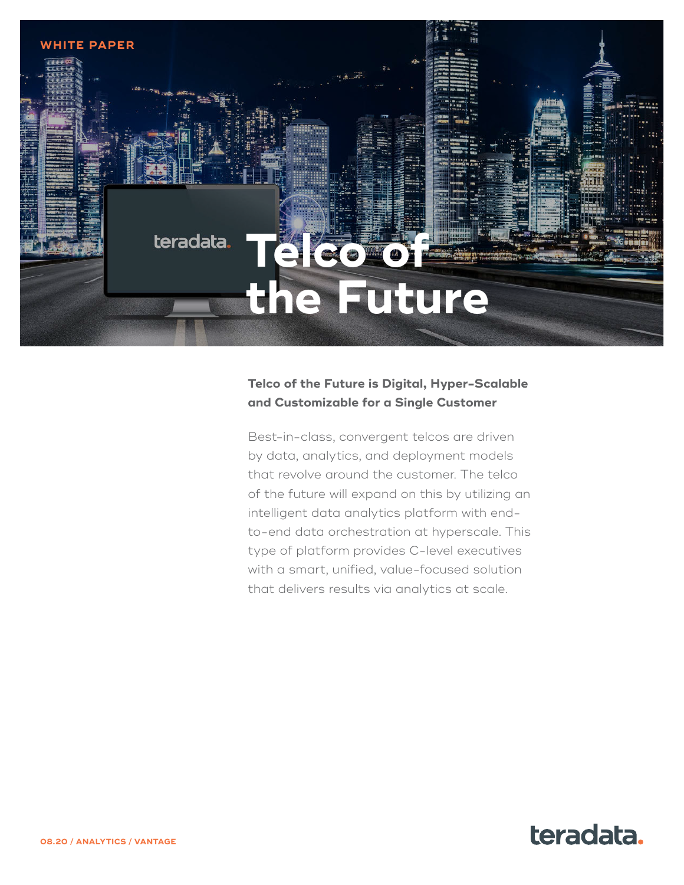WHITE PAPER

# Telco of the Future

**Telco of the Future is Digital, Hyper-Scalable and Customizable for a Single Customer**

Best-in-class, convergent telcos are driven by data, analytics, and deployment models that revolve around the customer. The telco of the future will expand on this by utilizing an intelligent data analytics platform with end-to-end data orchestration at hyperscale. This type of platform provides C-level executives with a smart, unified, value-focused solution that delivers results via analytics at scale.

08.20 / ANALYTICS / VANTAGE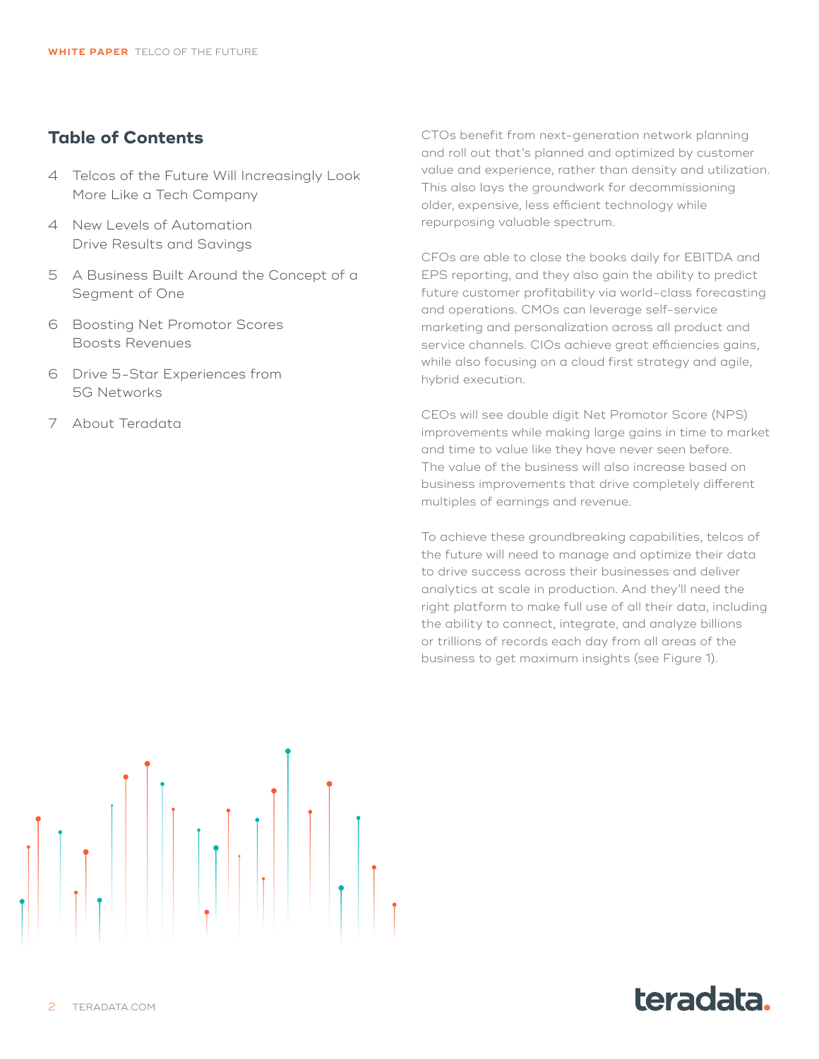## Table of Contents

4 Telcos of the Future Will Increasingly Look More Like a Tech Company

4 New Levels of Automation Drive Results and Savings

5 A Business Built Around the Concept of a Segment of One

6 Boosting Net Promotor Scores Boosts Revenues

6 Drive 5-Star Experiences from 5G Networks

7 About Teradata

CTOs benefit from next-generation network planning and roll out that's planned and optimized by customer value and experience, rather than density and utilization. This also lays the groundwork for decommissioning older, expensive, less efficient technology while repurposing valuable spectrum.

CFOs are able to close the books daily for EBITDA and EPS reporting, and they also gain the ability to predict future customer profitability via world-class forecasting and operations. CMOs can leverage self-service marketing and personalization across all product and service channels. CIOs achieve great efficiencies gains, while also focusing on a cloud first strategy and agile, hybrid execution.

CEOs will see double digit Net Promotor Score (NPS) improvements while making large gains in time to market and time to value like they have never seen before. The value of the business will also increase based on business improvements that drive completely different multiples of earnings and revenue.

To achieve these groundbreaking capabilities, telcos of the future will need to manage and optimize their data to drive success across their businesses and deliver analytics at scale in production. And they'll need the right platform to make full use of all their data, including the ability to connect, integrate, and analyze billions or trillions of records each day from all areas of the business to get maximum insights (see Figure 1).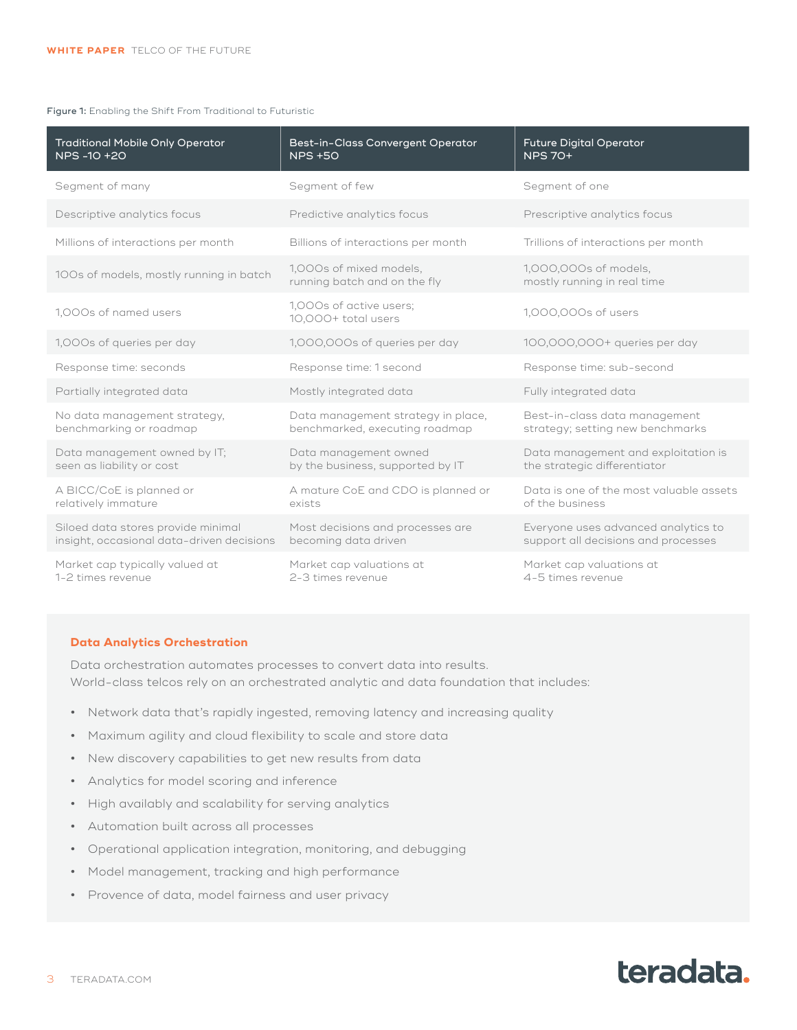Figure 1: Enabling the Shift From Traditional to Futuristic

| Traditional Mobile Only Operator NPS -10 +20 | Best-in-Class Convergent Operator NPS +50 | Future Digital Operator NPS 70+ |
| --- | --- | --- |
| Segment of many | Segment of few | Segment of one |
| Descriptive analytics focus | Predictive analytics focus | Prescriptive analytics focus |
| Millions of interactions per month | Billions of interactions per month | Trillions of interactions per month |
| 100s of models, mostly running in batch | 1,000s of mixed models, running batch and on the fly | 1,000,000s of models, mostly running in real time |
| 1,000s of named users | 1,000s of active users; 10,000+ total users | 1,000,000s of users |
| 1,000s of queries per day | 1,000,000s of queries per day | 100,000,000+ queries per day |
| Response time: seconds | Response time: 1 second | Response time: sub-second |
| Partially integrated data | Mostly integrated data | Fully integrated data |
| No data management strategy, benchmarking or roadmap | Data management strategy in place, benchmarked, executing roadmap | Best-in-class data management strategy; setting new benchmarks |
| Data management owned by IT; seen as liability or cost | Data management owned by the business, supported by IT | Data management and exploitation is the strategic differentiator |
| A BICC/CoE is planned or relatively immature | A mature CoE and CDO is planned or exists | Data is one of the most valuable assets of the business |
| Siloed data stores provide minimal insight, occasional data-driven decisions | Most decisions and processes are becoming data driven | Everyone uses advanced analytics to support all decisions and processes |
| Market cap typically valued at 1-2 times revenue | Market cap valuations at 2-3 times revenue | Market cap valuations at 4-5 times revenue |

### Data Analytics Orchestration

Data orchestration automates processes to convert data into results. World-class telcos rely on an orchestrated analytic and data foundation that includes:

- Network data that's rapidly ingested, removing latency and increasing quality
- Maximum agility and cloud flexibility to scale and store data
- New discovery capabilities to get new results from data
- Analytics for model scoring and inference
- High availably and scalability for serving analytics
- Automation built across all processes
- Operational application integration, monitoring, and debugging
- Model management, tracking and high performance
- Provence of data, model fairness and user privacy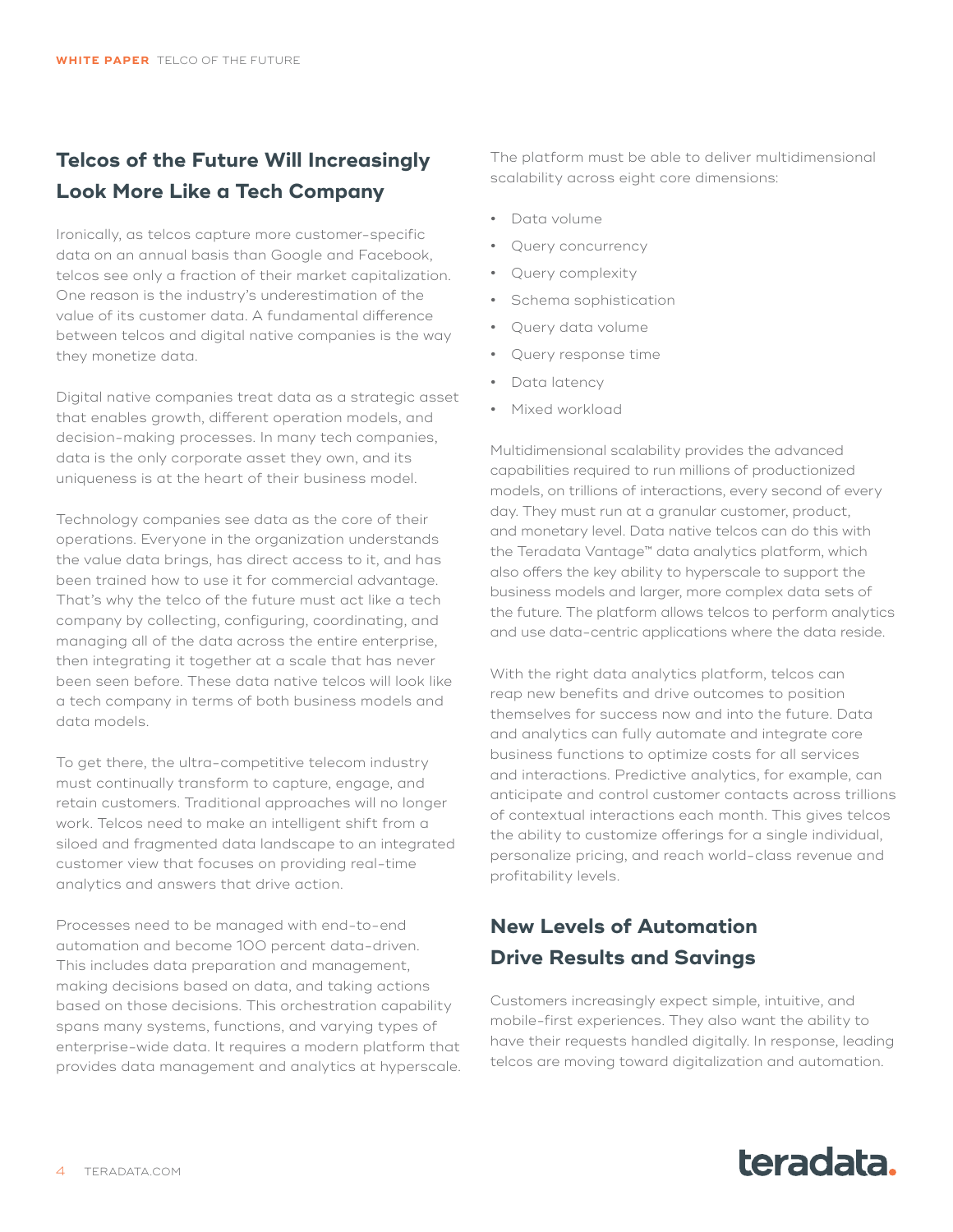## Telcos of the Future Will Increasingly Look More Like a Tech Company

Ironically, as telcos capture more customer-specific data on an annual basis than Google and Facebook, telcos see only a fraction of their market capitalization. One reason is the industry's underestimation of the value of its customer data. A fundamental difference between telcos and digital native companies is the way they monetize data.

Digital native companies treat data as a strategic asset that enables growth, different operation models, and decision-making processes. In many tech companies, data is the only corporate asset they own, and its uniqueness is at the heart of their business model.

Technology companies see data as the core of their operations. Everyone in the organization understands the value data brings, has direct access to it, and has been trained how to use it for commercial advantage. That's why the telco of the future must act like a tech company by collecting, configuring, coordinating, and managing all of the data across the entire enterprise, then integrating it together at a scale that has never been seen before. These data native telcos will look like a tech company in terms of both business models and data models.

To get there, the ultra-competitive telecom industry must continually transform to capture, engage, and retain customers. Traditional approaches will no longer work. Telcos need to make an intelligent shift from a siloed and fragmented data landscape to an integrated customer view that focuses on providing real-time analytics and answers that drive action.

Processes need to be managed with end-to-end automation and become 100 percent data-driven. This includes data preparation and management, making decisions based on data, and taking actions based on those decisions. This orchestration capability spans many systems, functions, and varying types of enterprise-wide data. It requires a modern platform that provides data management and analytics at hyperscale.

The platform must be able to deliver multidimensional scalability across eight core dimensions:

- Data volume
- Query concurrency
- Query complexity
- Schema sophistication
- Query data volume
- Query response time
- Data latency
- Mixed workload

Multidimensional scalability provides the advanced capabilities required to run millions of productionized models, on trillions of interactions, every second of every day. They must run at a granular customer, product, and monetary level. Data native telcos can do this with the Teradata Vantage™ data analytics platform, which also offers the key ability to hyperscale to support the business models and larger, more complex data sets of the future. The platform allows telcos to perform analytics and use data-centric applications where the data reside.

With the right data analytics platform, telcos can reap new benefits and drive outcomes to position themselves for success now and into the future. Data and analytics can fully automate and integrate core business functions to optimize costs for all services and interactions. Predictive analytics, for example, can anticipate and control customer contacts across trillions of contextual interactions each month. This gives telcos the ability to customize offerings for a single individual, personalize pricing, and reach world-class revenue and profitability levels.

## New Levels of Automation Drive Results and Savings

Customers increasingly expect simple, intuitive, and mobile-first experiences. They also want the ability to have their requests handled digitally. In response, leading telcos are moving toward digitalization and automation.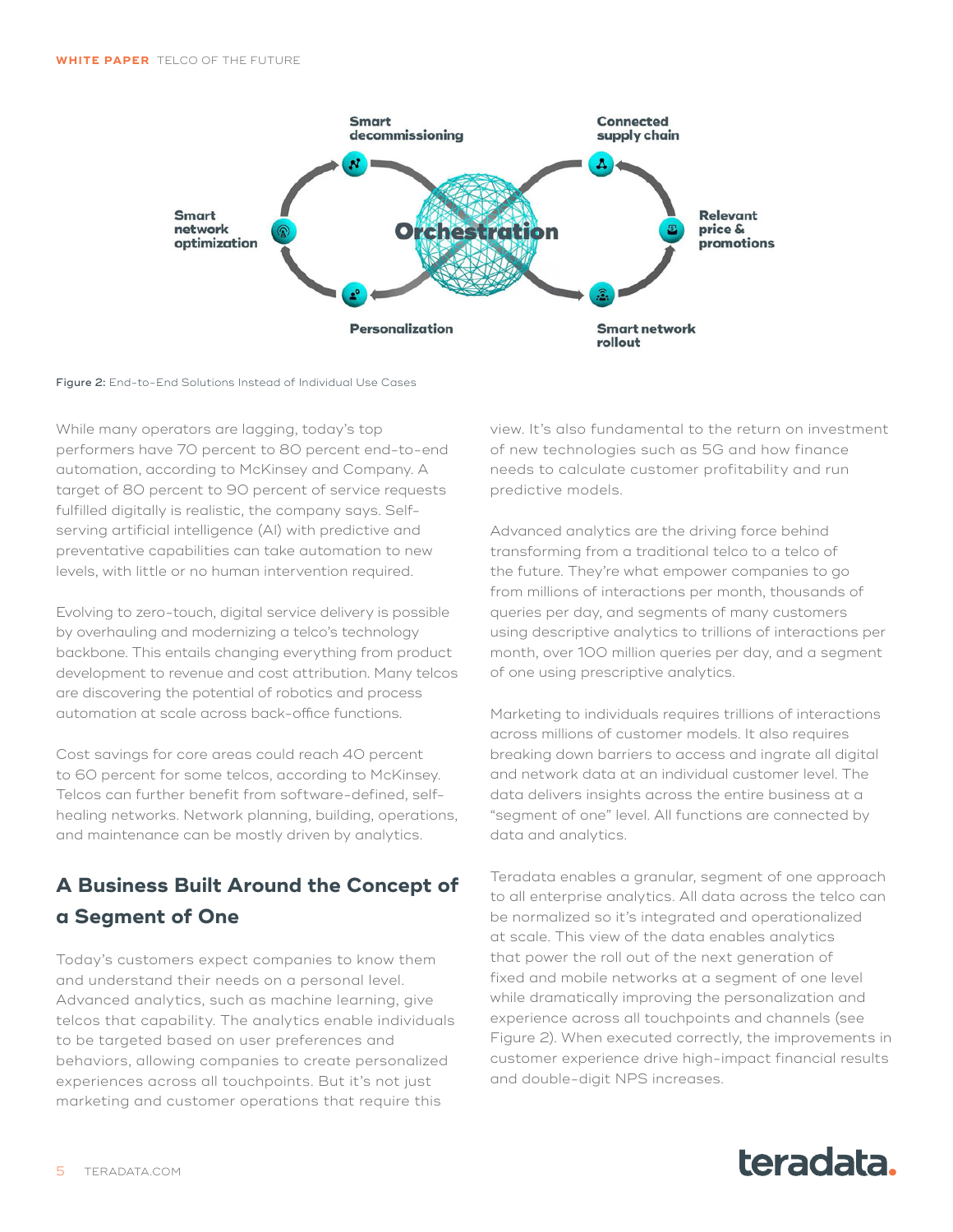Smart decommissioning

Connected supply chain

Smart network optimization

Orchestration

Relevant price & promotions

Personalization

Smart network rollout

Figure 2: End-to-End Solutions Instead of Individual Use Cases

While many operators are lagging, today's top performers have 70 percent to 80 percent end-to-end automation, according to McKinsey and Company. A target of 80 percent to 90 percent of service requests fulfilled digitally is realistic, the company says. Self-serving artificial intelligence (AI) with predictive and preventative capabilities can take automation to new levels, with little or no human intervention required.

Evolving to zero-touch, digital service delivery is possible by overhauling and modernizing a telco's technology backbone. This entails changing everything from product development to revenue and cost attribution. Many telcos are discovering the potential of robotics and process automation at scale across back-office functions.

Cost savings for core areas could reach 40 percent to 60 percent for some telcos, according to McKinsey. Telcos can further benefit from software-defined, self-healing networks. Network planning, building, operations, and maintenance can be mostly driven by analytics.

## A Business Built Around the Concept of a Segment of One

Today's customers expect companies to know them and understand their needs on a personal level. Advanced analytics, such as machine learning, give telcos that capability. The analytics enable individuals to be targeted based on user preferences and behaviors, allowing companies to create personalized experiences across all touchpoints. But it's not just marketing and customer operations that require this view. It's also fundamental to the return on investment of new technologies such as 5G and how finance needs to calculate customer profitability and run predictive models.

Advanced analytics are the driving force behind transforming from a traditional telco to a telco of the future. They're what empower companies to go from millions of interactions per month, thousands of queries per day, and segments of many customers using descriptive analytics to trillions of interactions per month, over 100 million queries per day, and a segment of one using prescriptive analytics.

Marketing to individuals requires trillions of interactions across millions of customer models. It also requires breaking down barriers to access and ingrate all digital and network data at an individual customer level. The data delivers insights across the entire business at a "segment of one" level. All functions are connected by data and analytics.

Teradata enables a granular, segment of one approach to all enterprise analytics. All data across the telco can be normalized so it's integrated and operationalized at scale. This view of the data enables analytics that power the roll out of the next generation of fixed and mobile networks at a segment of one level while dramatically improving the personalization and experience across all touchpoints and channels (see Figure 2). When executed correctly, the improvements in customer experience drive high-impact financial results and double-digit NPS increases.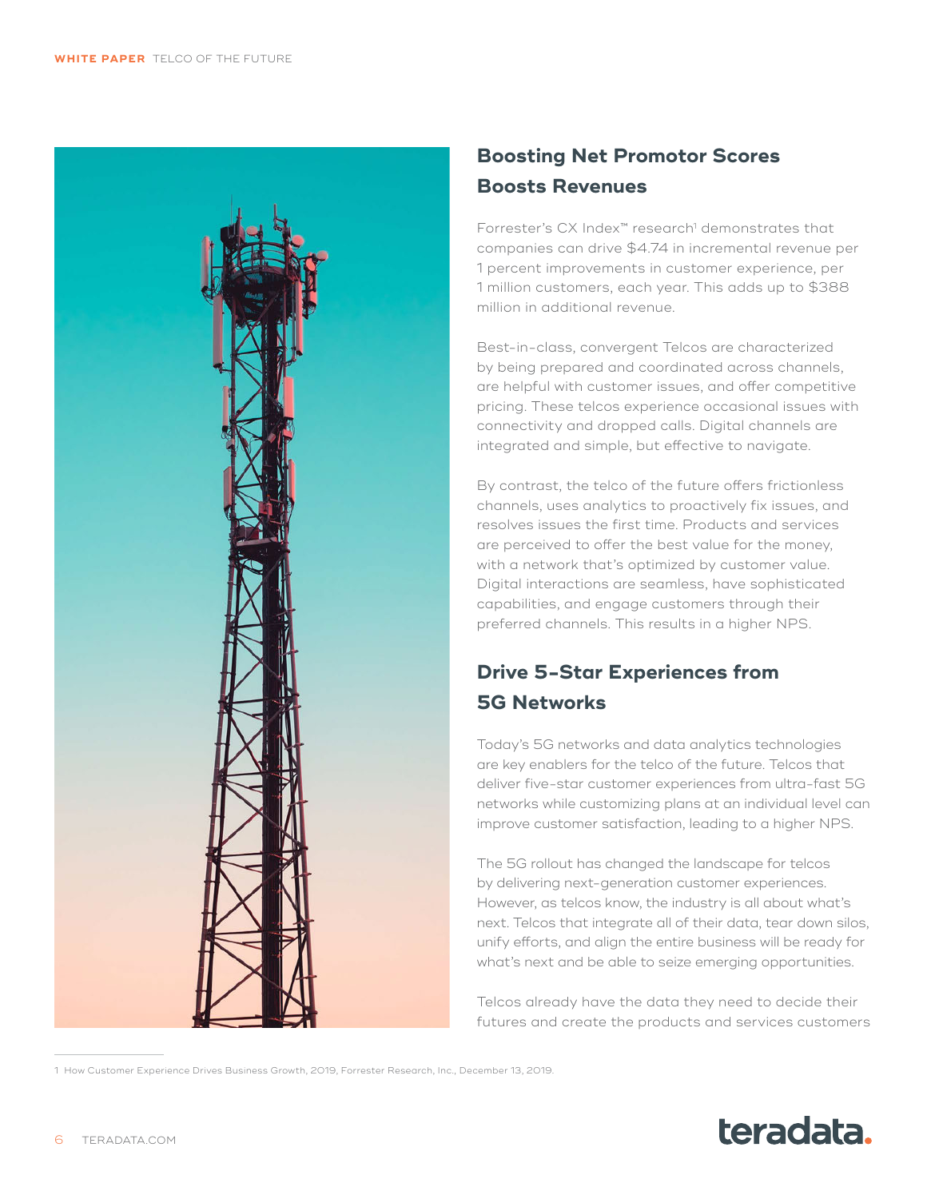## Boosting Net Promotor Scores Boosts Revenues

Forrester's CX Index™ research[1] demonstrates that companies can drive $4.74 in incremental revenue per 1 percent improvements in customer experience, per 1 million customers, each year. This adds up to $388 million in additional revenue.

Best-in-class, convergent Telcos are characterized by being prepared and coordinated across channels, are helpful with customer issues, and offer competitive pricing. These telcos experience occasional issues with connectivity and dropped calls. Digital channels are integrated and simple, but effective to navigate.

By contrast, the telco of the future offers frictionless channels, uses analytics to proactively fix issues, and resolves issues the first time. Products and services are perceived to offer the best value for the money, with a network that's optimized by customer value. Digital interactions are seamless, have sophisticated capabilities, and engage customers through their preferred channels. This results in a higher NPS.

## Drive 5-Star Experiences from 5G Networks

Today's 5G networks and data analytics technologies are key enablers for the telco of the future. Telcos that deliver five-star customer experiences from ultra-fast 5G networks while customizing plans at an individual level can improve customer satisfaction, leading to a higher NPS.

The 5G rollout has changed the landscape for telcos by delivering next-generation customer experiences. However, as telcos know, the industry is all about what's next. Telcos that integrate all of their data, tear down silos, unify efforts, and align the entire business will be ready for what's next and be able to seize emerging opportunities.

Telcos already have the data they need to decide their futures and create the products and services customers

---

1 How Customer Experience Drives Business Growth, 2019, Forrester Research, Inc., December 13, 2019.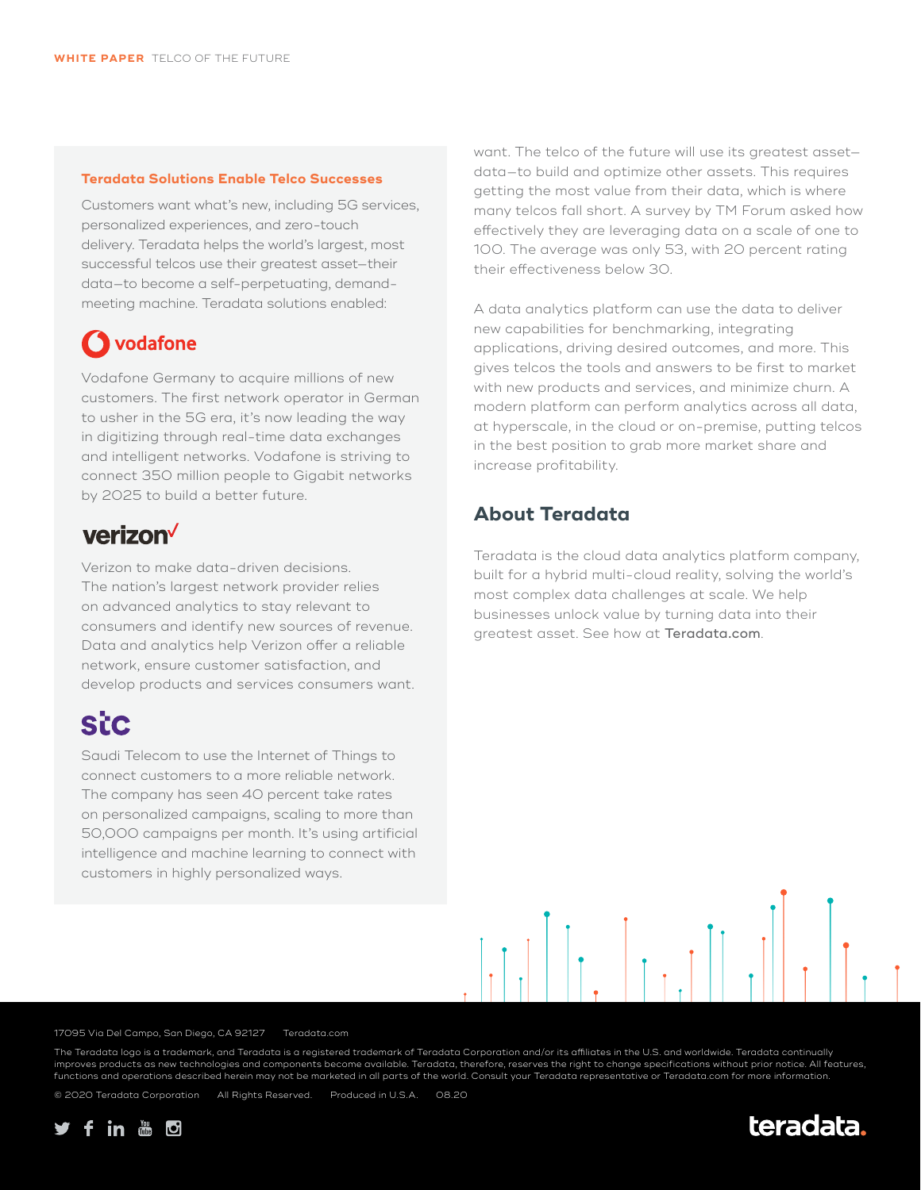### Teradata Solutions Enable Telco Successes

Customers want what's new, including 5G services, personalized experiences, and zero-touch delivery. Teradata helps the world's largest, most successful telcos use their greatest asset—their data—to become a self-perpetuating, demand-meeting machine. Teradata solutions enabled:

**vodafone**

Vodafone Germany to acquire millions of new customers. The first network operator in German to usher in the 5G era, it's now leading the way in digitizing through real-time data exchanges and intelligent networks. Vodafone is striving to connect 350 million people to Gigabit networks by 2025 to build a better future.

**verizon**

Verizon to make data-driven decisions. The nation's largest network provider relies on advanced analytics to stay relevant to consumers and identify new sources of revenue. Data and analytics help Verizon offer a reliable network, ensure customer satisfaction, and develop products and services consumers want.

**stc**

Saudi Telecom to use the Internet of Things to connect customers to a more reliable network. The company has seen 40 percent take rates on personalized campaigns, scaling to more than 50,000 campaigns per month. It's using artificial intelligence and machine learning to connect with customers in highly personalized ways.

want. The telco of the future will use its greatest asset—data—to build and optimize other assets. This requires getting the most value from their data, which is where many telcos fall short. A survey by TM Forum asked how effectively they are leveraging data on a scale of one to 100. The average was only 53, with 20 percent rating their effectiveness below 30.

A data analytics platform can use the data to deliver new capabilities for benchmarking, integrating applications, driving desired outcomes, and more. This gives telcos the tools and answers to be first to market with new products and services, and minimize churn. A modern platform can perform analytics across all data, at hyperscale, in the cloud or on-premise, putting telcos in the best position to grab more market share and increase profitability.

## About Teradata

Teradata is the cloud data analytics platform company, built for a hybrid multi-cloud reality, solving the world's most complex data challenges at scale. We help businesses unlock value by turning data into their greatest asset. See how at Teradata.com.

17095 Via Del Campo, San Diego, CA 92127 Teradata.com

The Teradata logo is a trademark, and Teradata is a registered trademark of Teradata Corporation and/or its affiliates in the U.S. and worldwide. Teradata continually improves products as new technologies and components become available. Teradata, therefore, reserves the right to change specifications without prior notice. All features, functions and operations described herein may not be marketed in all parts of the world. Consult your Teradata representative or Teradata.com for more information.

© 2020 Teradata Corporation All Rights Reserved. Produced in U.S.A. 08.20

teradata.